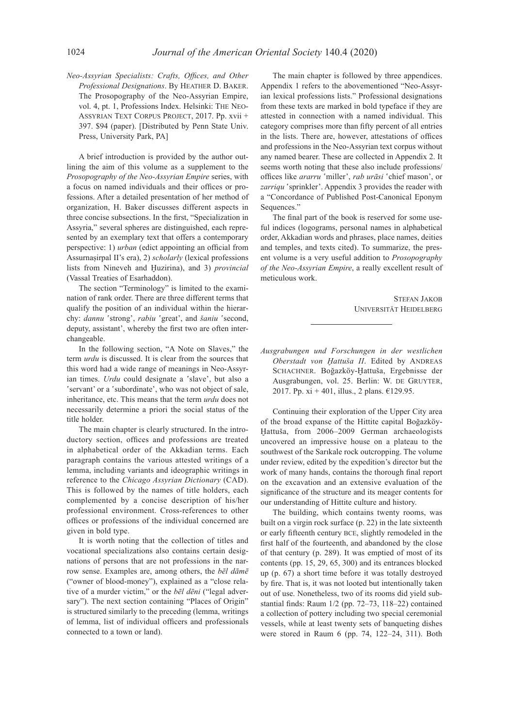*Neo-Assyrian Specialists: Crafts, Offices, and Other Professional Designations*. By Heather D. Baker. The Prosopography of the Neo-Assyrian Empire, vol. 4, pt. 1, Professions Index. Helsinki: The Neo-Assyrian Text Corpus Project, 2017. Pp. xvii + 397. $94 (paper). [Distributed by Penn State Univ. Press, University Park, PA]

A brief introduction is provided by the author outlining the aim of this volume as a supplement to the *Prosopography of the Neo-Assyrian Empire* series, with a focus on named individuals and their offices or professions. After a detailed presentation of her method of organization, H. Baker discusses different aspects in three concise subsections. In the first, "Specialization in Assyria," several spheres are distinguished, each represented by an exemplary text that offers a contemporary perspective: 1) *urban* (edict appointing an official from Assurnaṣirpal II's era), 2) *scholarly* (lexical professions lists from Nineveh and Ḫuzirina), and 3) *provincial* (Vassal Treaties of Esarhaddon).

The section "Terminology" is limited to the examination of rank order. There are three different terms that qualify the position of an individual within the hierarchy: *dannu* 'strong', *rabiu* 'great', and *šaniu* 'second, deputy, assistant', whereby the first two are often interchangeable.

In the following section, "A Note on Slaves," the term *urdu* is discussed. It is clear from the sources that this word had a wide range of meanings in Neo-Assyrian times. *Urdu* could designate a 'slave', but also a 'servant' or a 'subordinate', who was not object of sale, inheritance, etc. This means that the term *urdu* does not necessarily determine a priori the social status of the title holder.

The main chapter is clearly structured. In the introductory section, offices and professions are treated in alphabetical order of the Akkadian terms. Each paragraph contains the various attested writings of a lemma, including variants and ideographic writings in reference to the *Chicago Assyrian Dictionary* (CAD). This is followed by the names of title holders, each complemented by a concise description of his/her professional environment. Cross-references to other offices or professions of the individual concerned are given in bold type.

It is worth noting that the collection of titles and vocational specializations also contains certain designations of persons that are not professions in the narrow sense. Examples are, among others, the *bēl dāmē* ("owner of blood-money"), explained as a "close relative of a murder victim," or the *bēl dēni* ("legal adversary"). The next section containing "Places of Origin" is structured similarly to the preceding (lemma, writings of lemma, list of individual officers and professionals connected to a town or land).

The main chapter is followed by three appendices. Appendix 1 refers to the abovementioned "Neo-Assyrian lexical professions lists." Professional designations from these texts are marked in bold typeface if they are attested in connection with a named individual. This category comprises more than fifty percent of all entries in the lists. There are, however, attestations of offices and professions in the Neo-Assyrian text corpus without any named bearer. These are collected in Appendix 2. It seems worth noting that these also include professions/offices like *ararru* 'miller', *rab urāsi* 'chief mason', or *zarriqu* 'sprinkler'. Appendix 3 provides the reader with a "Concordance of Published Post-Canonical Eponym Sequences."

The final part of the book is reserved for some useful indices (logograms, personal names in alphabetical order, Akkadian words and phrases, place names, deities and temples, and texts cited). To summarize, the present volume is a very useful addition to *Prosopography of the Neo-Assyrian Empire*, a really excellent result of meticulous work.

Stefan Jakob
Universität Heidelberg

---

*Ausgrabungen und Forschungen in der westlichen Oberstadt von Ḫattuša II*. Edited by Andreas Schachner. Boğazköy-Ḫattuša, Ergebnisse der Ausgrabungen, vol. 25. Berlin: W. de Gruyter, 2017. Pp. xi + 401, illus., 2 plans. €129.95.

Continuing their exploration of the Upper City area of the broad expanse of the Hittite capital Boğazköy-Ḫattuša, from 2006–2009 German archaeologists uncovered an impressive house on a plateau to the southwest of the Sarıkale rock outcropping. The volume under review, edited by the expedition's director but the work of many hands, contains the thorough final report on the excavation and an extensive evaluation of the significance of the structure and its meager contents for our understanding of Hittite culture and history.

The building, which contains twenty rooms, was built on a virgin rock surface (p. 22) in the late sixteenth or early fifteenth century BCE, slightly remodeled in the first half of the fourteenth, and abandoned by the close of that century (p. 289). It was emptied of most of its contents (pp. 15, 29, 65, 300) and its entrances blocked up (p. 67) a short time before it was totally destroyed by fire. That is, it was not looted but intentionally taken out of use. Nonetheless, two of its rooms did yield substantial finds: Raum 1/2 (pp. 72–73, 118–22) contained a collection of pottery including two special ceremonial vessels, while at least twenty sets of banqueting dishes were stored in Raum 6 (pp. 74, 122–24, 311). Both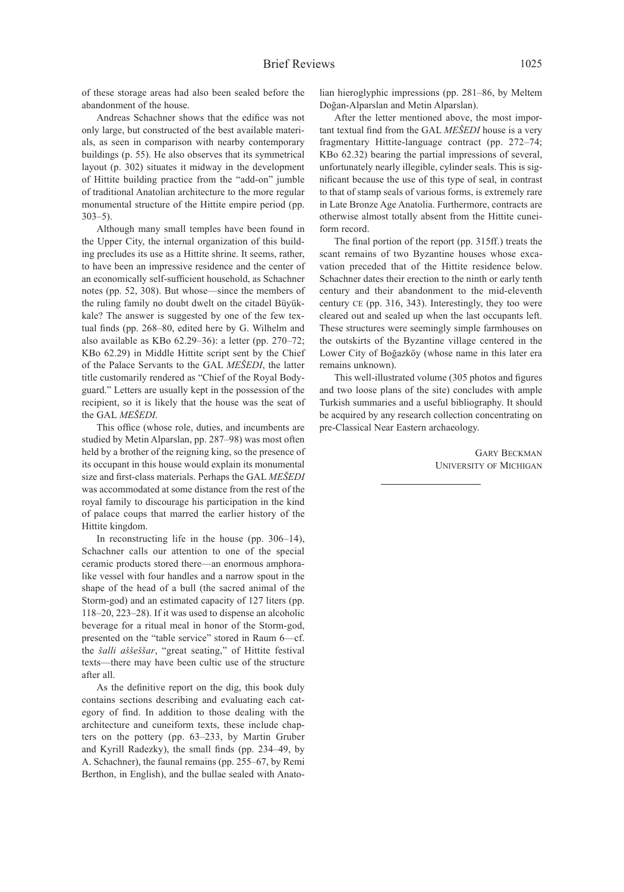of these storage areas had also been sealed before the abandonment of the house.

Andreas Schachner shows that the edifice was not only large, but constructed of the best available materials, as seen in comparison with nearby contemporary buildings (p. 55). He also observes that its symmetrical layout (p. 302) situates it midway in the development of Hittite building practice from the "add-on" jumble of traditional Anatolian architecture to the more regular monumental structure of the Hittite empire period (pp. 303–5).

Although many small temples have been found in the Upper City, the internal organization of this building precludes its use as a Hittite shrine. It seems, rather, to have been an impressive residence and the center of an economically self-sufficient household, as Schachner notes (pp. 52, 308). But whose—since the members of the ruling family no doubt dwelt on the citadel Büyükkale? The answer is suggested by one of the few textual finds (pp. 268–80, edited here by G. Wilhelm and also available as KBo 62.29–36): a letter (pp. 270–72; KBo 62.29) in Middle Hittite script sent by the Chief of the Palace Servants to the GAL *MEŠEDI*, the latter title customarily rendered as "Chief of the Royal Bodyguard." Letters are usually kept in the possession of the recipient, so it is likely that the house was the seat of the GAL *MEŠEDI*.

This office (whose role, duties, and incumbents are studied by Metin Alparslan, pp. 287–98) was most often held by a brother of the reigning king, so the presence of its occupant in this house would explain its monumental size and first-class materials. Perhaps the GAL *MEŠEDI* was accommodated at some distance from the rest of the royal family to discourage his participation in the kind of palace coups that marred the earlier history of the Hittite kingdom.

In reconstructing life in the house (pp. 306–14), Schachner calls our attention to one of the special ceramic products stored there—an enormous amphora-like vessel with four handles and a narrow spout in the shape of the head of a bull (the sacred animal of the Storm-god) and an estimated capacity of 127 liters (pp. 118–20, 223–28). If it was used to dispense an alcoholic beverage for a ritual meal in honor of the Storm-god, presented on the "table service" stored in Raum 6—cf. the *šalli aššeššar*, "great seating," of Hittite festival texts—there may have been cultic use of the structure after all.

As the definitive report on the dig, this book duly contains sections describing and evaluating each category of find. In addition to those dealing with the architecture and cuneiform texts, these include chapters on the pottery (pp. 63–233, by Martin Gruber and Kyrill Radezky), the small finds (pp. 234–49, by A. Schachner), the faunal remains (pp. 255–67, by Remi Berthon, in English), and the bullae sealed with Anatolian hieroglyphic impressions (pp. 281–86, by Meltem Doğan-Alparslan and Metin Alparslan).

After the letter mentioned above, the most important textual find from the GAL *MEŠEDI* house is a very fragmentary Hittite-language contract (pp. 272–74; KBo 62.32) bearing the partial impressions of several, unfortunately nearly illegible, cylinder seals. This is significant because the use of this type of seal, in contrast to that of stamp seals of various forms, is extremely rare in Late Bronze Age Anatolia. Furthermore, contracts are otherwise almost totally absent from the Hittite cuneiform record.

The final portion of the report (pp. 315ff.) treats the scant remains of two Byzantine houses whose excavation preceded that of the Hittite residence below. Schachner dates their erection to the ninth or early tenth century and their abandonment to the mid-eleventh century CE (pp. 316, 343). Interestingly, they too were cleared out and sealed up when the last occupants left. These structures were seemingly simple farmhouses on the outskirts of the Byzantine village centered in the Lower City of Boğazköy (whose name in this later era remains unknown).

This well-illustrated volume (305 photos and figures and two loose plans of the site) concludes with ample Turkish summaries and a useful bibliography. It should be acquired by any research collection concentrating on pre-Classical Near Eastern archaeology.

Gary Beckman
University of Michigan